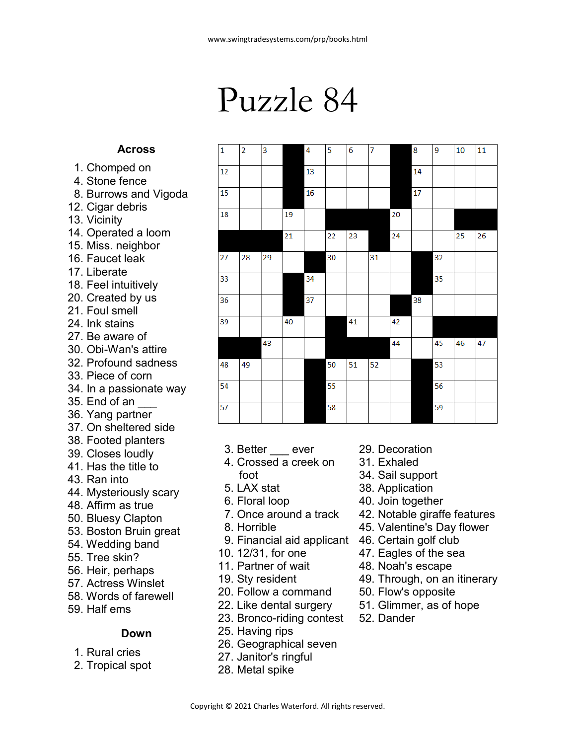www.swingtradesystems.com/prp/books.html

# Puzzle 84

## Across

1. Chomped on
4. Stone fence
8. Burrows and Vigoda
12. Cigar debris
13. Vicinity
14. Operated a loom
15. Miss. neighbor
16. Faucet leak
17. Liberate
18. Feel intuitively
20. Created by us
21. Foul smell
24. Ink stains
27. Be aware of
30. Obi-Wan's attire
32. Profound sadness
33. Piece of corn
34. In a passionate way
35. End of an ___
36. Yang partner
37. On sheltered side
38. Footed planters
39. Closes loudly
41. Has the title to
43. Ran into
44. Mysteriously scary
48. Affirm as true
50. Bluesy Clapton
53. Boston Bruin great
54. Wedding band
55. Tree skin?
56. Heir, perhaps
57. Actress Winslet
58. Words of farewell
59. Half ems

## Down

1. Rural cries
2. Tropical spot
3. Better ___ ever
4. Crossed a creek on foot
5. LAX stat
6. Floral loop
7. Once around a track
8. Horrible
9. Financial aid applicant
10. 12/31, for one
11. Partner of wait
19. Sty resident
20. Follow a command
22. Like dental surgery
23. Bronco-riding contest
25. Having rips
26. Geographical seven
27. Janitor's ringful
28. Metal spike
29. Decoration
31. Exhaled
34. Sail support
38. Application
40. Join together
42. Notable giraffe features
45. Valentine's Day flower
46. Certain golf club
47. Eagles of the sea
48. Noah's escape
49. Through, on an itinerary
50. Flow's opposite
51. Glimmer, as of hope
52. Dander

Copyright © 2021 Charles Waterford. All rights reserved.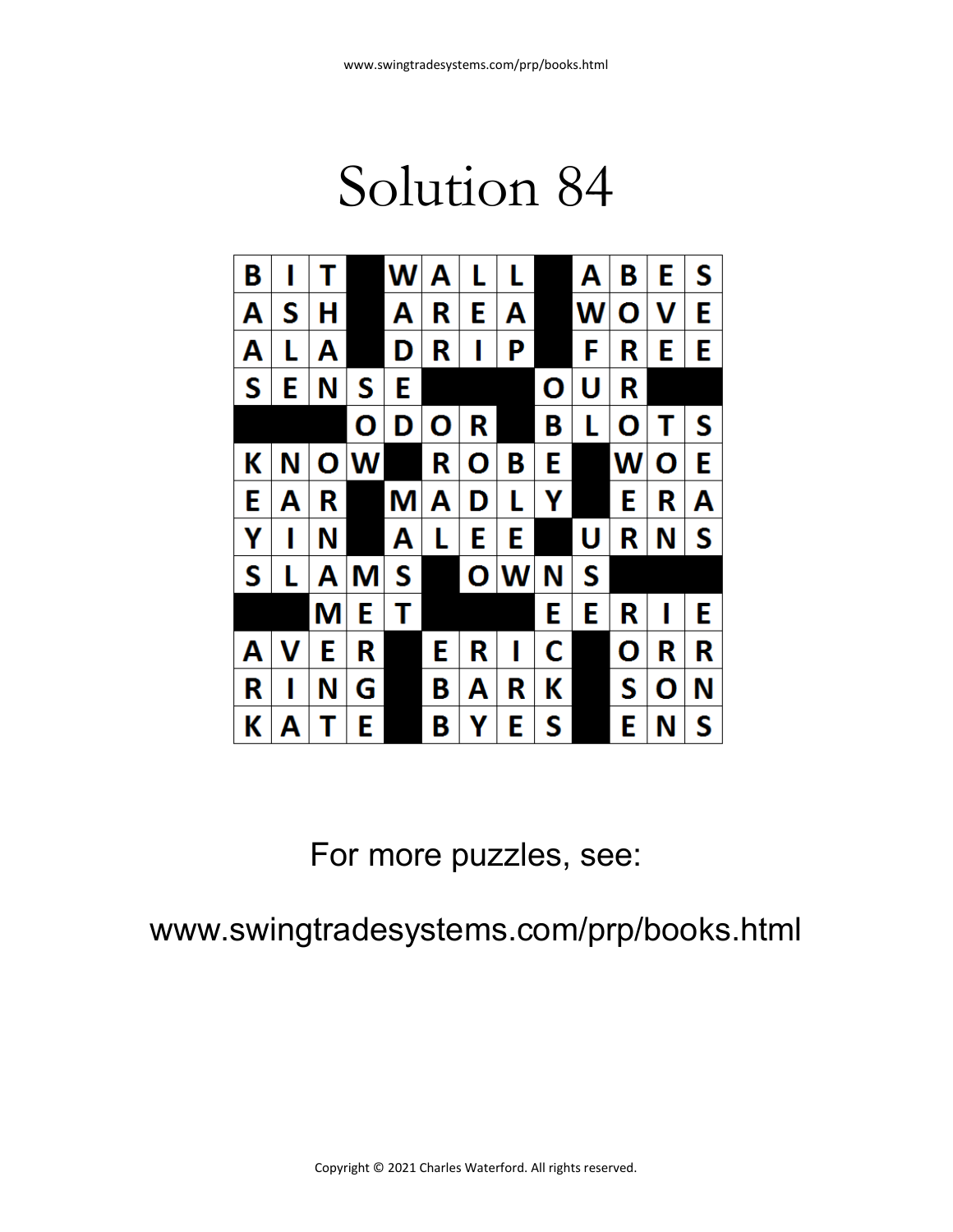# Solution 84

| | | | | | | | | | | | | |
|---|---|---|---|---|---|---|---|---|---|---|---|---|
| B | I | T | | W | A | L | L | | A | B | E | S |
| A | S | H | | A | R | E | A | | W | O | V | E |
| A | L | A | | D | R | I | P | | F | R | E | E |
| S | E | N | S | E | | | | O | U | R | | |
| | | | O | D | O | R | | B | L | O | T | S |
| K | N | O | W | | R | O | B | E | | W | O | E |
| E | A | R | | M | A | D | L | Y | | E | R | A |
| Y | I | N | | A | L | E | E | | U | R | N | S |
| S | L | A | M | S | | O | W | N | S | | | |
| | | M | E | T | | | | E | E | R | I | E |
| A | V | E | R | | E | R | I | C | | O | R | R |
| R | I | N | G | | B | A | R | K | | S | O | N |
| K | A | T | E | | B | Y | E | S | | E | N | S |

For more puzzles, see:

www.swingtradesystems.com/prp/books.html

Copyright © 2021 Charles Waterford. All rights reserved.